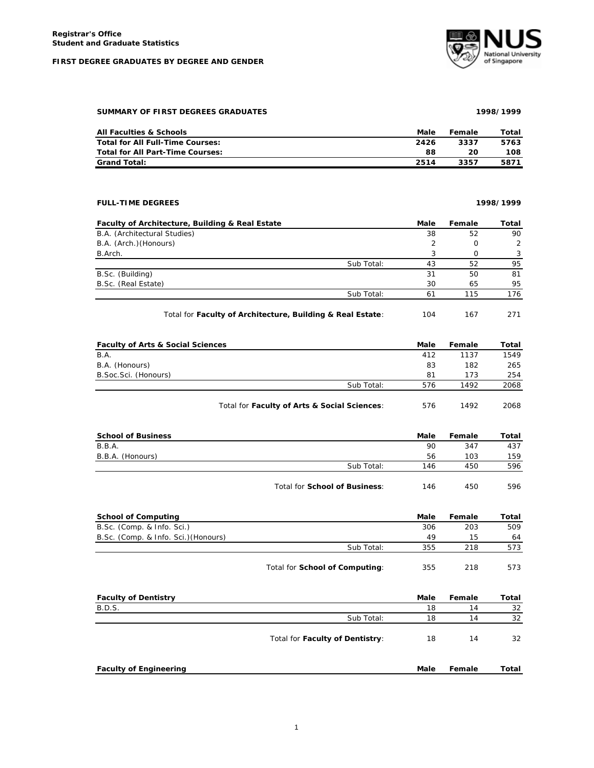**Registrar's Office**
**Student and Graduate Statistics**

**FIRST DEGREE GRADUATES BY DEGREE AND GENDER**

**SUMMARY OF FIRST DEGREES GRADUATES** **1998/1999**

| All Faculties & Schools | Male | Female | Total |
|---|---|---|---|
| **Total for All Full-Time Courses:** | **2426** | **3337** | **5763** |
| **Total for All Part-Time Courses:** | **88** | **20** | **108** |
| **Grand Total:** | **2514** | **3357** | **5871** |

**FULL-TIME DEGREES** **1998/1999**

| Faculty of Architecture, Building & Real Estate | | Male | Female | Total |
|---|---|---|---|---|
| B.A. (Architectural Studies) | | 38 | 52 | 90 |
| B.A. (Arch.)(Honours) | | 2 | 0 | 2 |
| B.Arch. | | 3 | 0 | 3 |
| | Sub Total: | 43 | 52 | 95 |
| B.Sc. (Building) | | 31 | 50 | 81 |
| B.Sc. (Real Estate) | | 30 | 65 | 95 |
| | Sub Total: | 61 | 115 | 176 |
| | Total for **Faculty of Architecture, Building & Real Estate**: | 104 | 167 | 271 |

| Faculty of Arts & Social Sciences | | Male | Female | Total |
|---|---|---|---|---|
| B.A. | | 412 | 1137 | 1549 |
| B.A. (Honours) | | 83 | 182 | 265 |
| B.Soc.Sci. (Honours) | | 81 | 173 | 254 |
| | Sub Total: | 576 | 1492 | 2068 |
| | Total for **Faculty of Arts & Social Sciences**: | 576 | 1492 | 2068 |

| School of Business | | Male | Female | Total |
|---|---|---|---|---|
| B.B.A. | | 90 | 347 | 437 |
| B.B.A. (Honours) | | 56 | 103 | 159 |
| | Sub Total: | 146 | 450 | 596 |
| | Total for **School of Business**: | 146 | 450 | 596 |

| School of Computing | | Male | Female | Total |
|---|---|---|---|---|
| B.Sc. (Comp. & Info. Sci.) | | 306 | 203 | 509 |
| B.Sc. (Comp. & Info. Sci.)(Honours) | | 49 | 15 | 64 |
| | Sub Total: | 355 | 218 | 573 |
| | Total for **School of Computing**: | 355 | 218 | 573 |

| Faculty of Dentistry | | Male | Female | Total |
|---|---|---|---|---|
| B.D.S. | | 18 | 14 | 32 |
| | Sub Total: | 18 | 14 | 32 |
| | Total for **Faculty of Dentistry**: | 18 | 14 | 32 |

| Faculty of Engineering | | Male | Female | Total |
|---|---|---|---|---|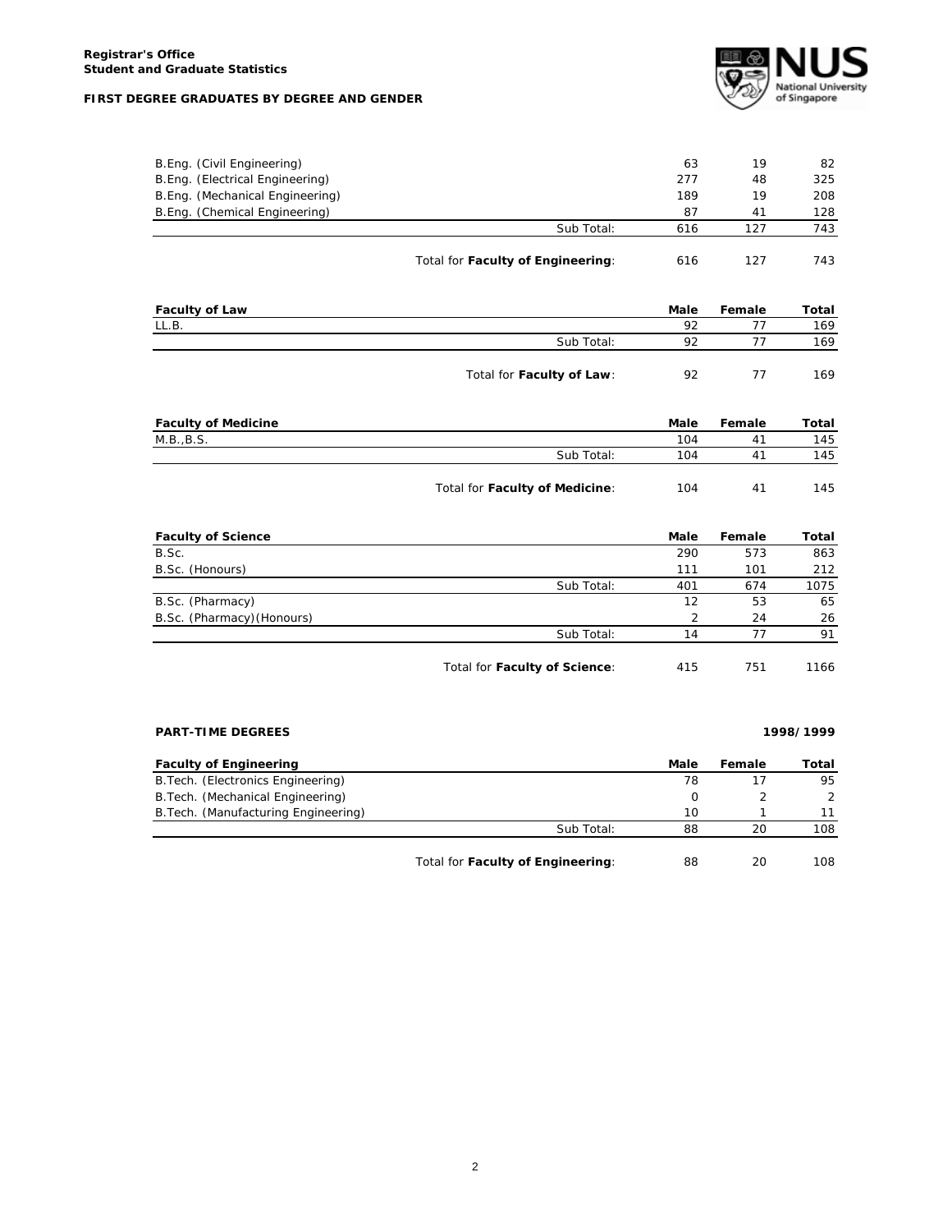**Registrar's Office**
**Student and Graduate Statistics**

**FIRST DEGREE GRADUATES BY DEGREE AND GENDER**

| | | | | |
|---|---|---|---|---|
| B.Eng. (Civil Engineering) | | 63 | 19 | 82 |
| B.Eng. (Electrical Engineering) | | 277 | 48 | 325 |
| B.Eng. (Mechanical Engineering) | | 189 | 19 | 208 |
| B.Eng. (Chemical Engineering) | | 87 | 41 | 128 |
| | Sub Total: | 616 | 127 | 743 |
| | Total for **Faculty of Engineering**: | 616 | 127 | 743 |

| **Faculty of Law** | | **Male** | **Female** | **Total** |
|---|---|---|---|---|
| LL.B. | | 92 | 77 | 169 |
| | Sub Total: | 92 | 77 | 169 |
| | Total for **Faculty of Law**: | 92 | 77 | 169 |

| **Faculty of Medicine** | | **Male** | **Female** | **Total** |
|---|---|---|---|---|
| M.B.,B.S. | | 104 | 41 | 145 |
| | Sub Total: | 104 | 41 | 145 |
| | Total for **Faculty of Medicine**: | 104 | 41 | 145 |

| **Faculty of Science** | | **Male** | **Female** | **Total** |
|---|---|---|---|---|
| B.Sc. | | 290 | 573 | 863 |
| B.Sc. (Honours) | | 111 | 101 | 212 |
| | Sub Total: | 401 | 674 | 1075 |
| B.Sc. (Pharmacy) | | 12 | 53 | 65 |
| B.Sc. (Pharmacy)(Honours) | | 2 | 24 | 26 |
| | Sub Total: | 14 | 77 | 91 |
| | Total for **Faculty of Science**: | 415 | 751 | 1166 |

**PART-TIME DEGREES** **1998/1999**

| **Faculty of Engineering** | | **Male** | **Female** | **Total** |
|---|---|---|---|---|
| B.Tech. (Electronics Engineering) | | 78 | 17 | 95 |
| B.Tech. (Mechanical Engineering) | | 0 | 2 | 2 |
| B.Tech. (Manufacturing Engineering) | | 10 | 1 | 11 |
| | Sub Total: | 88 | 20 | 108 |
| | Total for **Faculty of Engineering**: | 88 | 20 | 108 |